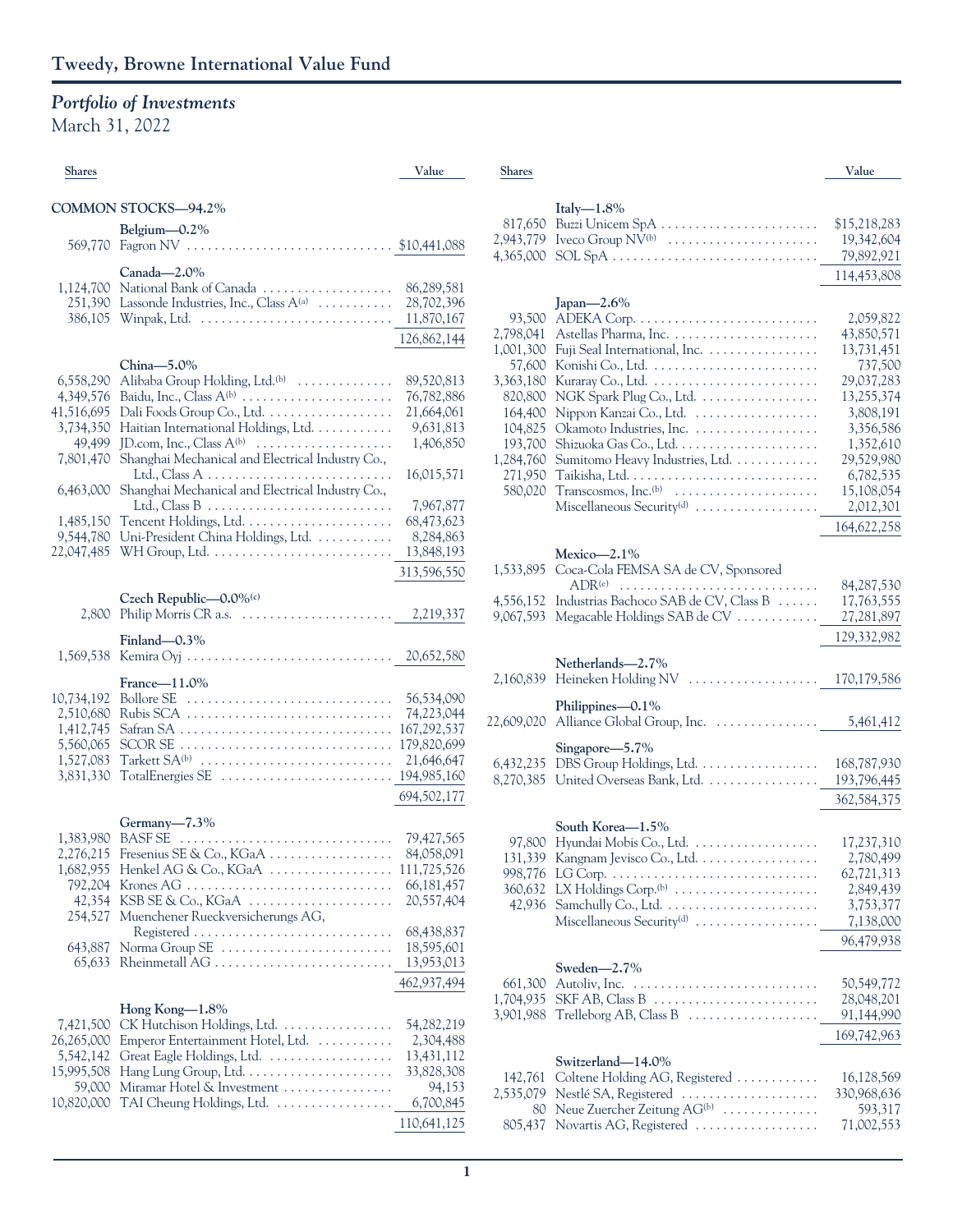# Tweedy, Browne International Value Fund

## *Portfolio of Investments*

March 31, 2022

| Shares | | Value |
|---|---|---|
| | **COMMON STOCKS—94.2%** | |
| | **Belgium—0.2%** | |
| 569,770 | Fagron NV | $10,441,088 |
| | **Canada—2.0%** | |
| 1,124,700 | National Bank of Canada | 86,289,581 |
| 251,390 | Lassonde Industries, Inc., Class A[(a)] | 28,702,396 |
| 386,105 | Winpak, Ltd. | 11,870,167 |
| | | 126,862,144 |
| | **China—5.0%** | |
| 6,558,290 | Alibaba Group Holding, Ltd.[(b)] | 89,520,813 |
| 4,349,576 | Baidu, Inc., Class A[(b)] | 76,782,886 |
| 41,516,695 | Dali Foods Group Co., Ltd. | 21,664,061 |
| 3,734,350 | Haitian International Holdings, Ltd. | 9,631,813 |
| 49,499 | JD.com, Inc., Class A[(b)] | 1,406,850 |
| 7,801,470 | Shanghai Mechanical and Electrical Industry Co., Ltd., Class A | 16,015,571 |
| 6,463,000 | Shanghai Mechanical and Electrical Industry Co., Ltd., Class B | 7,967,877 |
| 1,485,150 | Tencent Holdings, Ltd. | 68,473,623 |
| 9,544,780 | Uni-President China Holdings, Ltd. | 8,284,863 |
| 22,047,485 | WH Group, Ltd. | 13,848,193 |
| | | 313,596,550 |
| | **Czech Republic—0.0%[(c)]** | |
| 2,800 | Philip Morris CR a.s. | 2,219,337 |
| | **Finland—0.3%** | |
| 1,569,538 | Kemira Oyj | 20,652,580 |
| | **France—11.0%** | |
| 10,734,192 | Bollore SE | 56,534,090 |
| 2,510,680 | Rubis SCA | 74,223,044 |
| 1,412,745 | Safran SA | 167,292,537 |
| 5,560,065 | SCOR SE | 179,820,699 |
| 1,527,083 | Tarkett SA[(b)] | 21,646,647 |
| 3,831,330 | TotalEnergies SE | 194,985,160 |
| | | 694,502,177 |
| | **Germany—7.3%** | |
| 1,383,980 | BASF SE | 79,427,565 |
| 2,276,215 | Fresenius SE & Co., KGaA | 84,058,091 |
| 1,682,955 | Henkel AG & Co., KGaA | 111,725,526 |
| 792,204 | Krones AG | 66,181,457 |
| 42,354 | KSB SE & Co., KGaA | 20,557,404 |
| 254,527 | Muenchener Rueckversicherungs AG, Registered | 68,438,837 |
| 643,887 | Norma Group SE | 18,595,601 |
| 65,633 | Rheinmetall AG | 13,953,013 |
| | | 462,937,494 |
| | **Hong Kong—1.8%** | |
| 7,421,500 | CK Hutchison Holdings, Ltd. | 54,282,219 |
| 26,265,000 | Emperor Entertainment Hotel, Ltd. | 2,304,488 |
| 5,542,142 | Great Eagle Holdings, Ltd. | 13,431,112 |
| 15,995,508 | Hang Lung Group, Ltd. | 33,828,308 |
| 59,000 | Miramar Hotel & Investment | 94,153 |
| 10,820,000 | TAI Cheung Holdings, Ltd. | 6,700,845 |
| | | 110,641,125 |
| | **Italy—1.8%** | |
| 817,650 | Buzzi Unicem SpA | $15,218,283 |
| 2,943,779 | Iveco Group NV[(b)] | 19,342,604 |
| 4,365,000 | SOL SpA | 79,892,921 |
| | | 114,453,808 |
| | **Japan—2.6%** | |
| 93,500 | ADEKA Corp. | 2,059,822 |
| 2,798,041 | Astellas Pharma, Inc. | 43,850,571 |
| 1,001,300 | Fuji Seal International, Inc. | 13,731,451 |
| 57,600 | Konishi Co., Ltd. | 737,500 |
| 3,363,180 | Kuraray Co., Ltd. | 29,037,283 |
| 820,800 | NGK Spark Plug Co., Ltd. | 13,255,374 |
| 164,400 | Nippon Kanzai Co., Ltd. | 3,808,191 |
| 104,825 | Okamoto Industries, Inc. | 3,356,586 |
| 193,700 | Shizuoka Gas Co., Ltd. | 1,352,610 |
| 1,284,760 | Sumitomo Heavy Industries, Ltd. | 29,529,980 |
| 271,950 | Taikisha, Ltd. | 6,782,535 |
| 580,020 | Transcosmos, Inc.[(b)] | 15,108,054 |
| | Miscellaneous Security[(d)] | 2,012,301 |
| | | 164,622,258 |
| | **Mexico—2.1%** | |
| 1,533,895 | Coca-Cola FEMSA SA de CV, Sponsored ADR[(e)] | 84,287,530 |
| 4,556,152 | Industrias Bachoco SAB de CV, Class B | 17,763,555 |
| 9,067,593 | Megacable Holdings SAB de CV | 27,281,897 |
| | | 129,332,982 |
| | **Netherlands—2.7%** | |
| 2,160,839 | Heineken Holding NV | 170,179,586 |
| | **Philippines—0.1%** | |
| 22,609,020 | Alliance Global Group, Inc. | 5,461,412 |
| | **Singapore—5.7%** | |
| 6,432,235 | DBS Group Holdings, Ltd. | 168,787,930 |
| 8,270,385 | United Overseas Bank, Ltd. | 193,796,445 |
| | | 362,584,375 |
| | **South Korea—1.5%** | |
| 97,800 | Hyundai Mobis Co., Ltd. | 17,237,310 |
| 131,339 | Kangnam Jevisco Co., Ltd. | 2,780,499 |
| 998,776 | LG Corp. | 62,721,313 |
| 360,632 | LX Holdings Corp.[(b)] | 2,849,439 |
| 42,936 | Samchully Co., Ltd. | 3,753,377 |
| | Miscellaneous Security[(d)] | 7,138,000 |
| | | 96,479,938 |
| | **Sweden—2.7%** | |
| 661,300 | Autoliv, Inc. | 50,549,772 |
| 1,704,935 | SKF AB, Class B | 28,048,201 |
| 3,901,988 | Trelleborg AB, Class B | 91,144,990 |
| | | 169,742,963 |
| | **Switzerland—14.0%** | |
| 142,761 | Coltene Holding AG, Registered | 16,128,569 |
| 2,535,079 | Nestlé SA, Registered | 330,968,636 |
| 80 | Neue Zuercher Zeitung AG[(b)] | 593,317 |
| 805,437 | Novartis AG, Registered | 71,002,553 |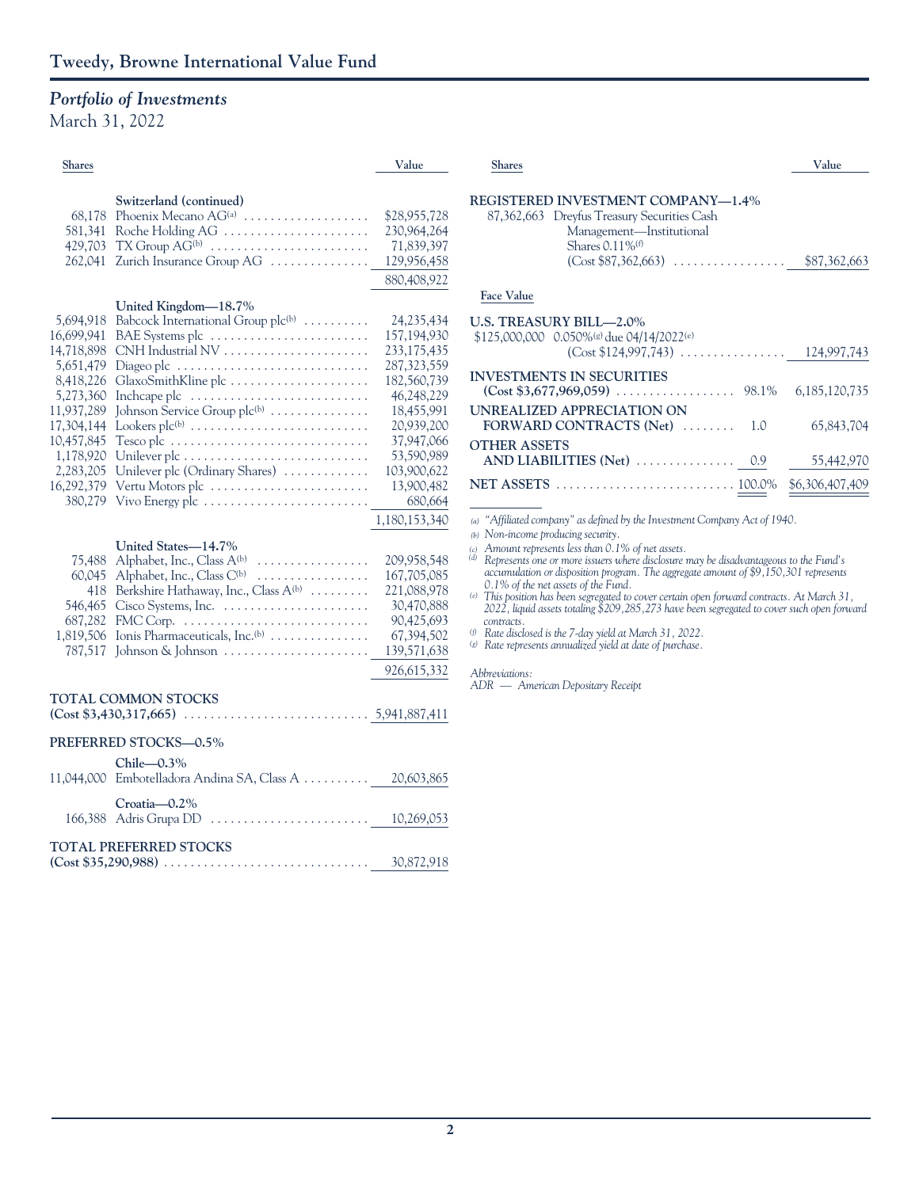# Tweedy, Browne International Value Fund

## *Portfolio of Investments*

March 31, 2022

| Shares | | Value |
|---|---|---|
| | **Switzerland (continued)** | |
| 68,178 | Phoenix Mecano AG[(a)] | $28,955,728 |
| 581,341 | Roche Holding AG | 230,964,264 |
| 429,703 | TX Group AG[(b)] | 71,839,397 |
| 262,041 | Zurich Insurance Group AG | 129,956,458 |
| | | 880,408,922 |
| | **United Kingdom—18.7%** | |
| 5,694,918 | Babcock International Group plc[(b)] | 24,235,434 |
| 16,699,941 | BAE Systems plc | 157,194,930 |
| 14,718,898 | CNH Industrial NV | 233,175,435 |
| 5,651,479 | Diageo plc | 287,323,559 |
| 8,418,226 | GlaxoSmithKline plc | 182,560,739 |
| 5,273,360 | Inchcape plc | 46,248,229 |
| 11,937,289 | Johnson Service Group plc[(b)] | 18,455,991 |
| 17,304,144 | Lookers plc[(b)] | 20,939,200 |
| 10,457,845 | Tesco plc | 37,947,066 |
| 1,178,920 | Unilever plc | 53,590,989 |
| 2,283,205 | Unilever plc (Ordinary Shares) | 103,900,622 |
| 16,292,379 | Vertu Motors plc | 13,900,482 |
| 380,279 | Vivo Energy plc | 680,664 |
| | | 1,180,153,340 |
| | **United States—14.7%** | |
| 75,488 | Alphabet, Inc., Class A[(b)] | 209,958,548 |
| 60,045 | Alphabet, Inc., Class C[(b)] | 167,705,085 |
| 418 | Berkshire Hathaway, Inc., Class A[(b)] | 221,088,978 |
| 546,465 | Cisco Systems, Inc. | 30,470,888 |
| 687,282 | FMC Corp. | 90,425,693 |
| 1,819,506 | Ionis Pharmaceuticals, Inc.[(b)] | 67,394,502 |
| 787,517 | Johnson & Johnson | 139,571,638 |
| | | 926,615,332 |
| | **TOTAL COMMON STOCKS (Cost $3,430,317,665)** | 5,941,887,411 |
| | **PREFERRED STOCKS—0.5%** | |
| | **Chile—0.3%** | |
| 11,044,000 | Embotelladora Andina SA, Class A | 20,603,865 |
| | **Croatia—0.2%** | |
| 166,388 | Adris Grupa DD | 10,269,053 |
| | **TOTAL PREFERRED STOCKS (Cost $35,290,988)** | 30,872,918 |

| Shares | | | Value |
|---|---|---|---|
| | **REGISTERED INVESTMENT COMPANY—1.4%** | | |
| 87,362,663 | Dreyfus Treasury Securities Cash Management—Institutional Shares 0.11%[(f)] (Cost $87,362,663) | | $87,362,663 |
| **Face Value** | | | |
| | **U.S. TREASURY BILL—2.0%** | | |
| $125,000,000 | 0.050%[(g)] due 04/14/2022[(e)] (Cost $124,997,743) | | 124,997,743 |
| | **INVESTMENTS IN SECURITIES (Cost $3,677,969,059)** | 98.1% | 6,185,120,735 |
| | **UNREALIZED APPRECIATION ON FORWARD CONTRACTS (Net)** | 1.0 | 65,843,704 |
| | **OTHER ASSETS AND LIABILITIES (Net)** | 0.9 | 55,442,970 |
| | **NET ASSETS** | 100.0% | $6,306,407,409 |

*(a) "Affiliated company" as defined by the Investment Company Act of 1940.*
*(b) Non-income producing security.*
*(c) Amount represents less than 0.1% of net assets.*
*(d) Represents one or more issuers where disclosure may be disadvantageous to the Fund's accumulation or disposition program. The aggregate amount of $9,150,301 represents 0.1% of the net assets of the Fund.*
*(e) This position has been segregated to cover certain open forward contracts. At March 31, 2022, liquid assets totaling $209,285,273 have been segregated to cover such open forward contracts.*
*(f) Rate disclosed is the 7-day yield at March 31, 2022.*
*(g) Rate represents annualized yield at date of purchase.*

*Abbreviations:*
*ADR — American Depositary Receipt*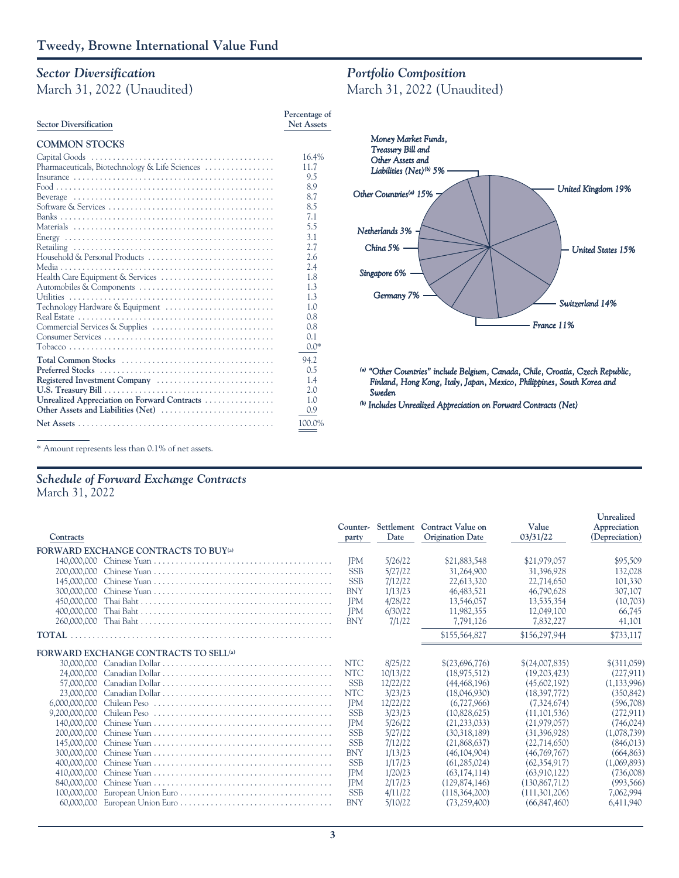## Tweedy, Browne International Value Fund

### *Sector Diversification*
March 31, 2022 (Unaudited)

| Sector Diversification | Percentage of Net Assets |
|---|---|
| **COMMON STOCKS** | |
| Capital Goods | 16.4% |
| Pharmaceuticals, Biotechnology & Life Sciences | 11.7 |
| Insurance | 9.5 |
| Food | 8.9 |
| Beverage | 8.7 |
| Software & Services | 8.5 |
| Banks | 7.1 |
| Materials | 5.5 |
| Energy | 3.1 |
| Retailing | 2.7 |
| Household & Personal Products | 2.6 |
| Media | 2.4 |
| Health Care Equipment & Services | 1.8 |
| Automobiles & Components | 1.3 |
| Utilities | 1.3 |
| Technology Hardware & Equipment | 1.0 |
| Real Estate | 0.8 |
| Commercial Services & Supplies | 0.8 |
| Consumer Services | 0.1 |
| Tobacco | 0.0* |
| **Total Common Stocks** | 94.2 |
| **Preferred Stocks** | 0.5 |
| **Registered Investment Company** | 1.4 |
| **U.S. Treasury Bill** | 2.0 |
| **Unrealized Appreciation on Forward Contracts** | 1.0 |
| **Other Assets and Liabilities (Net)** | 0.9 |
| **Net Assets** | 100.0% |

\* Amount represents less than 0.1% of net assets.

### *Portfolio Composition*
March 31, 2022 (Unaudited)

- United Kingdom 19%
- United States 15%
- Switzerland 14%
- France 11%
- Germany 7%
- Singapore 6%
- China 5%
- Netherlands 3%
- Other Countries[(a)] 15%
- Money Market Funds, Treasury Bill and Other Assets and Liabilities (Net)[(b)] 5%

*[(a)] "Other Countries" include Belgium, Canada, Chile, Croatia, Czech Republic, Finland, Hong Kong, Italy, Japan, Mexico, Philippines, South Korea and Sweden*

*[(b)] Includes Unrealized Appreciation on Forward Contracts (Net)*

### *Schedule of Forward Exchange Contracts*
March 31, 2022

| Contracts | | Counter-party | Settlement Date | Contract Value on Origination Date | Value 03/31/22 | Unrealized Appreciation (Depreciation) |
|---|---|---|---|---|---|---|
| **FORWARD EXCHANGE CONTRACTS TO BUY[(a)]** | | | | | | |
| 140,000,000 | Chinese Yuan | JPM | 5/26/22 | $21,883,548 | $21,979,057 | $95,509 |
| 200,000,000 | Chinese Yuan | SSB | 5/27/22 | 31,264,900 | 31,396,928 | 132,028 |
| 145,000,000 | Chinese Yuan | SSB | 7/12/22 | 22,613,320 | 22,714,650 | 101,330 |
| 300,000,000 | Chinese Yuan | BNY | 1/13/23 | 46,483,521 | 46,790,628 | 307,107 |
| 450,000,000 | Thai Baht | JPM | 4/28/22 | 13,546,057 | 13,535,354 | (10,703) |
| 400,000,000 | Thai Baht | JPM | 6/30/22 | 11,982,355 | 12,049,100 | 66,745 |
| 260,000,000 | Thai Baht | BNY | 7/1/22 | 7,791,126 | 7,832,227 | 41,101 |
| **TOTAL** | | | | $155,564,827 | $156,297,944 | $733,117 |
| **FORWARD EXCHANGE CONTRACTS TO SELL[(a)]** | | | | | | |
| 30,000,000 | Canadian Dollar | NTC | 8/25/22 | $(23,696,776) | $(24,007,835) | $(311,059) |
| 24,000,000 | Canadian Dollar | NTC | 10/13/22 | (18,975,512) | (19,203,423) | (227,911) |
| 57,000,000 | Canadian Dollar | SSB | 12/22/22 | (44,468,196) | (45,602,192) | (1,133,996) |
| 23,000,000 | Canadian Dollar | NTC | 3/23/23 | (18,046,930) | (18,397,772) | (350,842) |
| 6,000,000,000 | Chilean Peso | JPM | 12/22/22 | (6,727,966) | (7,324,674) | (596,708) |
| 9,200,000,000 | Chilean Peso | SSB | 3/23/23 | (10,828,625) | (11,101,536) | (272,911) |
| 140,000,000 | Chinese Yuan | JPM | 5/26/22 | (21,233,033) | (21,979,057) | (746,024) |
| 200,000,000 | Chinese Yuan | SSB | 5/27/22 | (30,318,189) | (31,396,928) | (1,078,739) |
| 145,000,000 | Chinese Yuan | SSB | 7/12/22 | (21,868,637) | (22,714,650) | (846,013) |
| 300,000,000 | Chinese Yuan | BNY | 1/13/23 | (46,104,904) | (46,769,767) | (664,863) |
| 400,000,000 | Chinese Yuan | SSB | 1/17/23 | (61,285,024) | (62,354,917) | (1,069,893) |
| 410,000,000 | Chinese Yuan | JPM | 1/20/23 | (63,174,114) | (63,910,122) | (736,008) |
| 840,000,000 | Chinese Yuan | JPM | 2/17/23 | (129,874,146) | (130,867,712) | (993,566) |
| 100,000,000 | European Union Euro | SSB | 4/11/22 | (118,364,200) | (111,301,206) | 7,062,994 |
| 60,000,000 | European Union Euro | BNY | 5/10/22 | (73,259,400) | (66,847,460) | 6,411,940 |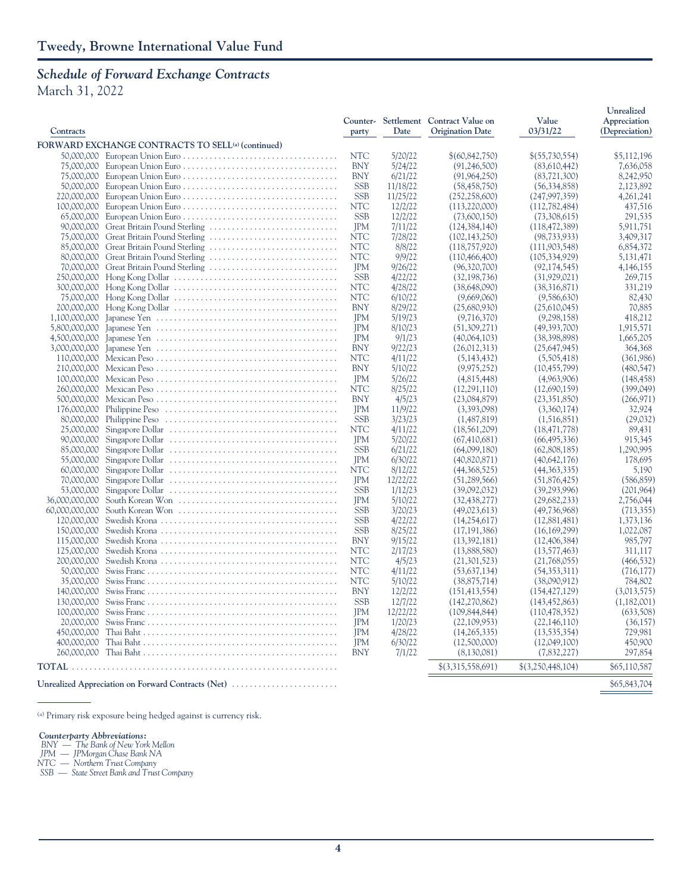# Tweedy, Browne International Value Fund

## *Schedule of Forward Exchange Contracts*

March 31, 2022

| Contracts | | Counter-party | Settlement Date | Contract Value on Origination Date | Value 03/31/22 | Unrealized Appreciation (Depreciation) |
|---|---|---|---|---|---|---|
| **FORWARD EXCHANGE CONTRACTS TO SELL[(a)] (continued)** | | | | | | |
| 50,000,000 | European Union Euro | NTC | 5/20/22 | $(60,842,750) | $(55,730,554) | $5,112,196 |
| 75,000,000 | European Union Euro | BNY | 5/24/22 | (91,246,500) | (83,610,442) | 7,636,058 |
| 75,000,000 | European Union Euro | BNY | 6/21/22 | (91,964,250) | (83,721,300) | 8,242,950 |
| 50,000,000 | European Union Euro | SSB | 11/18/22 | (58,458,750) | (56,334,858) | 2,123,892 |
| 220,000,000 | European Union Euro | SSB | 11/25/22 | (252,258,600) | (247,997,359) | 4,261,241 |
| 100,000,000 | European Union Euro | NTC | 12/2/22 | (113,220,000) | (112,782,484) | 437,516 |
| 65,000,000 | European Union Euro | SSB | 12/2/22 | (73,600,150) | (73,308,615) | 291,535 |
| 90,000,000 | Great Britain Pound Sterling | JPM | 7/11/22 | (124,384,140) | (118,472,389) | 5,911,751 |
| 75,000,000 | Great Britain Pound Sterling | NTC | 7/28/22 | (102,143,250) | (98,733,933) | 3,409,317 |
| 85,000,000 | Great Britain Pound Sterling | NTC | 8/8/22 | (118,757,920) | (111,903,548) | 6,854,372 |
| 80,000,000 | Great Britain Pound Sterling | NTC | 9/9/22 | (110,466,400) | (105,334,929) | 5,131,471 |
| 70,000,000 | Great Britain Pound Sterling | JPM | 9/26/22 | (96,320,700) | (92,174,545) | 4,146,155 |
| 250,000,000 | Hong Kong Dollar | SSB | 4/22/22 | (32,198,736) | (31,929,021) | 269,715 |
| 300,000,000 | Hong Kong Dollar | NTC | 4/28/22 | (38,648,090) | (38,316,871) | 331,219 |
| 75,000,000 | Hong Kong Dollar | NTC | 6/10/22 | (9,669,060) | (9,586,630) | 82,430 |
| 200,000,000 | Hong Kong Dollar | BNY | 8/29/22 | (25,680,930) | (25,610,045) | 70,885 |
| 1,100,000,000 | Japanese Yen | JPM | 5/19/23 | (9,716,370) | (9,298,158) | 418,212 |
| 5,800,000,000 | Japanese Yen | JPM | 8/10/23 | (51,309,271) | (49,393,700) | 1,915,571 |
| 4,500,000,000 | Japanese Yen | JPM | 9/1/23 | (40,064,103) | (38,398,898) | 1,665,205 |
| 3,000,000,000 | Japanese Yen | BNY | 9/22/23 | (26,012,313) | (25,647,945) | 364,368 |
| 110,000,000 | Mexican Peso | NTC | 4/11/22 | (5,143,432) | (5,505,418) | (361,986) |
| 210,000,000 | Mexican Peso | BNY | 5/10/22 | (9,975,252) | (10,455,799) | (480,547) |
| 100,000,000 | Mexican Peso | JPM | 5/26/22 | (4,815,448) | (4,963,906) | (148,458) |
| 260,000,000 | Mexican Peso | NTC | 8/25/22 | (12,291,110) | (12,690,159) | (399,049) |
| 500,000,000 | Mexican Peso | BNY | 4/5/23 | (23,084,879) | (23,351,850) | (266,971) |
| 176,000,000 | Philippine Peso | JPM | 11/9/22 | (3,393,098) | (3,360,174) | 32,924 |
| 80,000,000 | Philippine Peso | SSB | 3/23/23 | (1,487,819) | (1,516,851) | (29,032) |
| 25,000,000 | Singapore Dollar | NTC | 4/11/22 | (18,561,209) | (18,471,778) | 89,431 |
| 90,000,000 | Singapore Dollar | JPM | 5/20/22 | (67,410,681) | (66,495,336) | 915,345 |
| 85,000,000 | Singapore Dollar | SSB | 6/21/22 | (64,099,180) | (62,808,185) | 1,290,995 |
| 55,000,000 | Singapore Dollar | JPM | 6/30/22 | (40,820,871) | (40,642,176) | 178,695 |
| 60,000,000 | Singapore Dollar | NTC | 8/12/22 | (44,368,525) | (44,363,335) | 5,190 |
| 70,000,000 | Singapore Dollar | JPM | 12/22/22 | (51,289,566) | (51,876,425) | (586,859) |
| 53,000,000 | Singapore Dollar | SSB | 1/12/23 | (39,092,032) | (39,293,996) | (201,964) |
| 36,000,000,000 | South Korean Won | JPM | 5/10/22 | (32,438,277) | (29,682,233) | 2,756,044 |
| 60,000,000,000 | South Korean Won | SSB | 3/20/23 | (49,023,613) | (49,736,968) | (713,355) |
| 120,000,000 | Swedish Krona | SSB | 4/22/22 | (14,254,617) | (12,881,481) | 1,373,136 |
| 150,000,000 | Swedish Krona | SSB | 8/25/22 | (17,191,386) | (16,169,299) | 1,022,087 |
| 115,000,000 | Swedish Krona | BNY | 9/15/22 | (13,392,181) | (12,406,384) | 985,797 |
| 125,000,000 | Swedish Krona | NTC | 2/17/23 | (13,888,580) | (13,577,463) | 311,117 |
| 200,000,000 | Swedish Krona | NTC | 4/5/23 | (21,301,523) | (21,768,055) | (466,532) |
| 50,000,000 | Swiss Franc | NTC | 4/11/22 | (53,637,134) | (54,353,311) | (716,177) |
| 35,000,000 | Swiss Franc | NTC | 5/10/22 | (38,875,714) | (38,090,912) | 784,802 |
| 140,000,000 | Swiss Franc | BNY | 12/2/22 | (151,413,554) | (154,427,129) | (3,013,575) |
| 130,000,000 | Swiss Franc | SSB | 12/7/22 | (142,270,862) | (143,452,863) | (1,182,001) |
| 100,000,000 | Swiss Franc | JPM | 12/22/22 | (109,844,844) | (110,478,352) | (633,508) |
| 20,000,000 | Swiss Franc | JPM | 1/20/23 | (22,109,953) | (22,146,110) | (36,157) |
| 450,000,000 | Thai Baht | JPM | 4/28/22 | (14,265,335) | (13,535,354) | 729,981 |
| 400,000,000 | Thai Baht | JPM | 6/30/22 | (12,500,000) | (12,049,100) | 450,900 |
| 260,000,000 | Thai Baht | BNY | 7/1/22 | (8,130,081) | (7,832,227) | 297,854 |
| **TOTAL** | | | | $(3,315,558,691) | $(3,250,448,104) | $65,110,587 |
| **Unrealized Appreciation on Forward Contracts (Net)** | | | | | | $65,843,704 |

(a) Primary risk exposure being hedged against is currency risk.

***Counterparty Abbreviations:***

*BNY — The Bank of New York Mellon*
*JPM — JPMorgan Chase Bank NA*
*NTC — Northern Trust Company*
*SSB — State Street Bank and Trust Company*